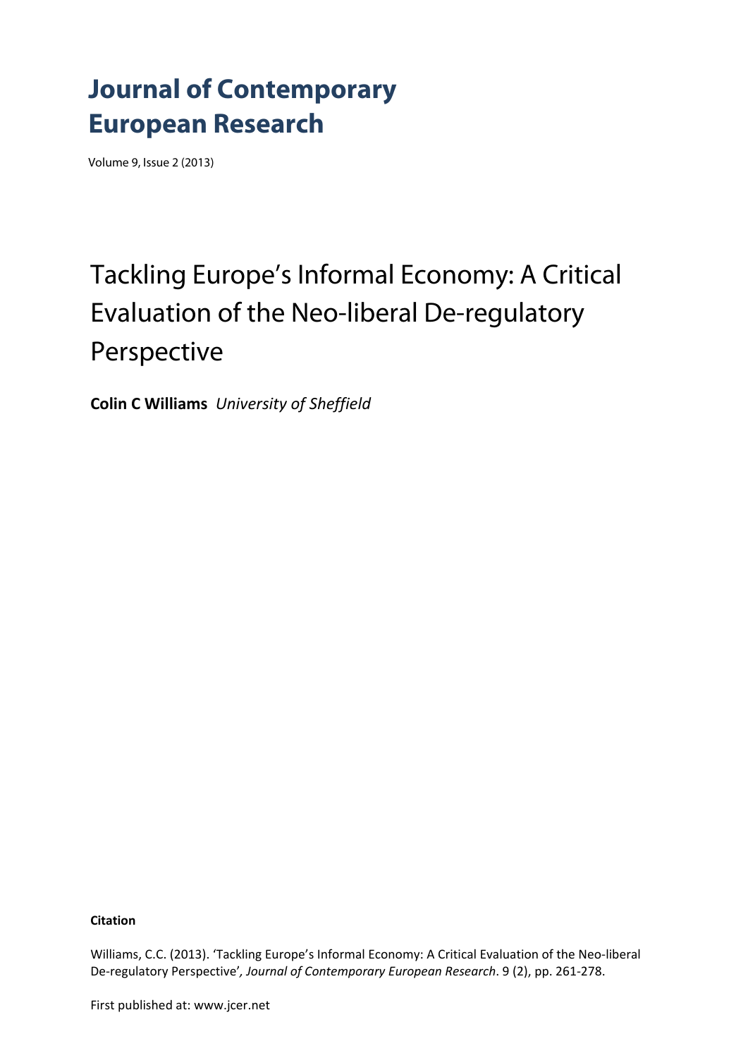# Journal of Contemporary European Research

Volume 9, Issue 2 (2013)

## Tackling Europe's Informal Economy: A Critical Evaluation of the Neo-liberal De-regulatory Perspective

**Colin C Williams** *University of Sheffield*

**Citation**

Williams, C.C. (2013). 'Tackling Europe's Informal Economy: A Critical Evaluation of the Neo-liberal De-regulatory Perspective', *Journal of Contemporary European Research*. 9 (2), pp. 261-278.

First published at: www.jcer.net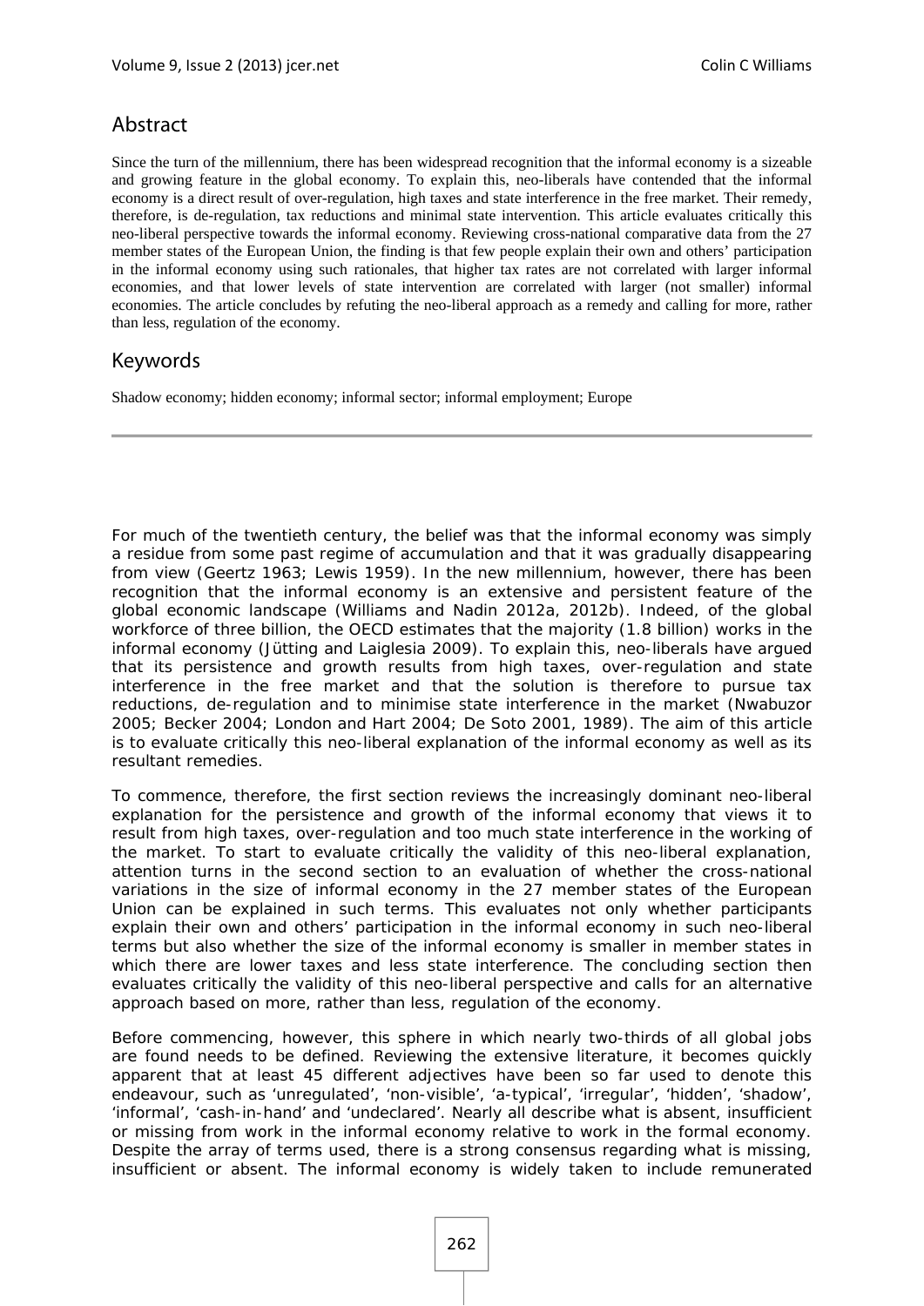## Abstract

Since the turn of the millennium, there has been widespread recognition that the informal economy is a sizeable and growing feature in the global economy. To explain this, neo-liberals have contended that the informal economy is a direct result of over-regulation, high taxes and state interference in the free market. Their remedy, therefore, is de-regulation, tax reductions and minimal state intervention. This article evaluates critically this neo-liberal perspective towards the informal economy. Reviewing cross-national comparative data from the 27 member states of the European Union, the finding is that few people explain their own and others' participation in the informal economy using such rationales, that higher tax rates are not correlated with larger informal economies, and that lower levels of state intervention are correlated with larger (not smaller) informal economies. The article concludes by refuting the neo-liberal approach as a remedy and calling for more, rather than less, regulation of the economy.

## Keywords

Shadow economy; hidden economy; informal sector; informal employment; Europe

---

For much of the twentieth century, the belief was that the informal economy was simply a residue from some past regime of accumulation and that it was gradually disappearing from view (Geertz 1963; Lewis 1959). In the new millennium, however, there has been recognition that the informal economy is an extensive and persistent feature of the global economic landscape (Williams and Nadin 2012a, 2012b). Indeed, of the global workforce of three billion, the OECD estimates that the majority (1.8 billion) works in the informal economy (Jütting and Laiglesia 2009). To explain this, neo-liberals have argued that its persistence and growth results from high taxes, over-regulation and state interference in the free market and that the solution is therefore to pursue tax reductions, de-regulation and to minimise state interference in the market (Nwabuzor 2005; Becker 2004; London and Hart 2004; De Soto 2001, 1989). The aim of this article is to evaluate critically this neo-liberal explanation of the informal economy as well as its resultant remedies.

To commence, therefore, the first section reviews the increasingly dominant neo-liberal explanation for the persistence and growth of the informal economy that views it to result from high taxes, over-regulation and too much state interference in the working of the market. To start to evaluate critically the validity of this neo-liberal explanation, attention turns in the second section to an evaluation of whether the cross-national variations in the size of informal economy in the 27 member states of the European Union can be explained in such terms. This evaluates not only whether participants explain their own and others' participation in the informal economy in such neo-liberal terms but also whether the size of the informal economy is smaller in member states in which there are lower taxes and less state interference. The concluding section then evaluates critically the validity of this neo-liberal perspective and calls for an alternative approach based on more, rather than less, regulation of the economy.

Before commencing, however, this sphere in which nearly two-thirds of all global jobs are found needs to be defined. Reviewing the extensive literature, it becomes quickly apparent that at least 45 different adjectives have been so far used to denote this endeavour, such as 'unregulated', 'non-visible', 'a-typical', 'irregular', 'hidden', 'shadow', 'informal', 'cash-in-hand' and 'undeclared'. Nearly all describe what is absent, insufficient or missing from work in the informal economy relative to work in the formal economy. Despite the array of terms used, there is a strong consensus regarding what is missing, insufficient or absent. The informal economy is widely taken to include remunerated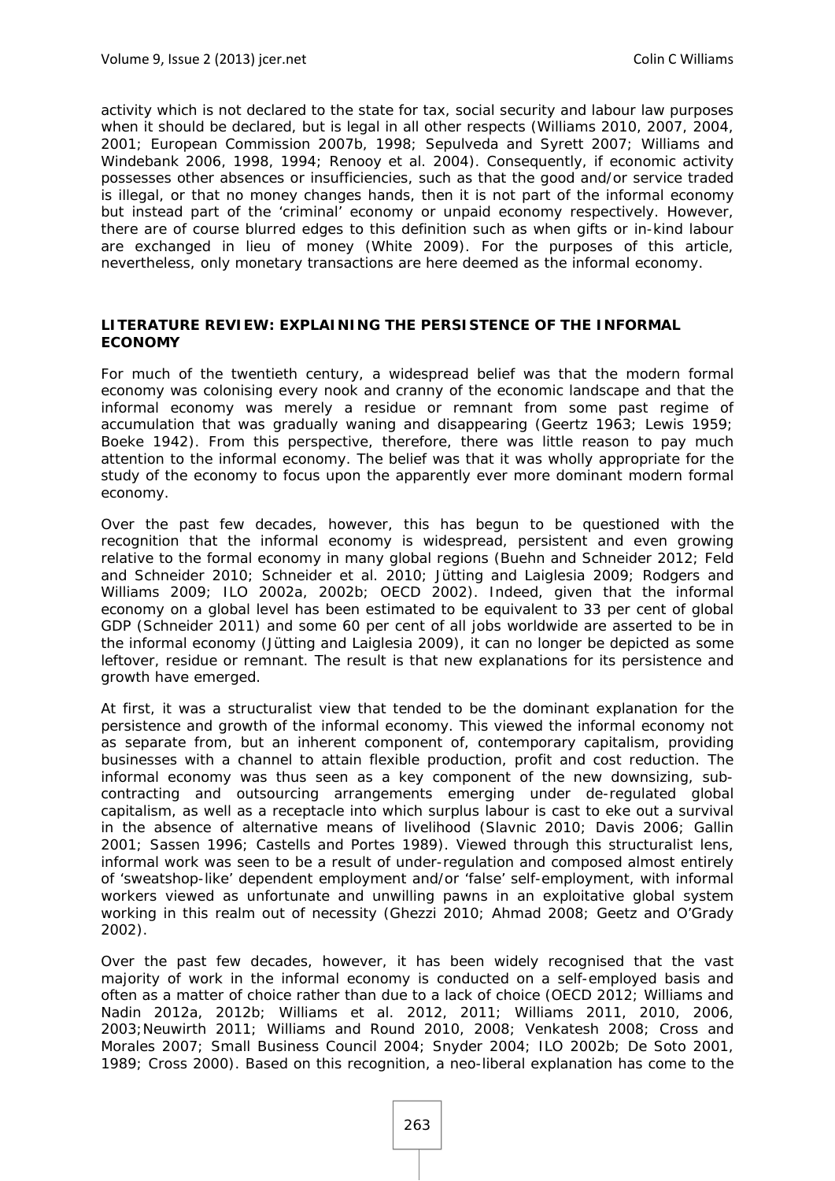activity which is not declared to the state for tax, social security and labour law purposes when it should be declared, but is legal in all other respects (Williams 2010, 2007, 2004, 2001; European Commission 2007b, 1998; Sepulveda and Syrett 2007; Williams and Windebank 2006, 1998, 1994; Renooy et al. 2004). Consequently, if economic activity possesses other absences or insufficiencies, such as that the good and/or service traded is illegal, or that no money changes hands, then it is not part of the informal economy but instead part of the 'criminal' economy or unpaid economy respectively. However, there are of course blurred edges to this definition such as when gifts or in-kind labour are exchanged in lieu of money (White 2009). For the purposes of this article, nevertheless, only monetary transactions are here deemed as the informal economy.

## LITERATURE REVIEW: EXPLAINING THE PERSISTENCE OF THE INFORMAL ECONOMY

For much of the twentieth century, a widespread belief was that the modern formal economy was colonising every nook and cranny of the economic landscape and that the informal economy was merely a residue or remnant from some past regime of accumulation that was gradually waning and disappearing (Geertz 1963; Lewis 1959; Boeke 1942). From this perspective, therefore, there was little reason to pay much attention to the informal economy. The belief was that it was wholly appropriate for the study of the economy to focus upon the apparently ever more dominant modern formal economy.

Over the past few decades, however, this has begun to be questioned with the recognition that the informal economy is widespread, persistent and even growing relative to the formal economy in many global regions (Buehn and Schneider 2012; Feld and Schneider 2010; Schneider et al. 2010; Jütting and Laiglesia 2009; Rodgers and Williams 2009; ILO 2002a, 2002b; OECD 2002). Indeed, given that the informal economy on a global level has been estimated to be equivalent to 33 per cent of global GDP (Schneider 2011) and some 60 per cent of all jobs worldwide are asserted to be in the informal economy (Jütting and Laiglesia 2009), it can no longer be depicted as some leftover, residue or remnant. The result is that new explanations for its persistence and growth have emerged.

At first, it was a structuralist view that tended to be the dominant explanation for the persistence and growth of the informal economy. This viewed the informal economy not as separate from, but an inherent component of, contemporary capitalism, providing businesses with a channel to attain flexible production, profit and cost reduction. The informal economy was thus seen as a key component of the new downsizing, sub-contracting and outsourcing arrangements emerging under de-regulated global capitalism, as well as a receptacle into which surplus labour is cast to eke out a survival in the absence of alternative means of livelihood (Slavnic 2010; Davis 2006; Gallin 2001; Sassen 1996; Castells and Portes 1989). Viewed through this structuralist lens, informal work was seen to be a result of under-regulation and composed almost entirely of 'sweatshop-like' dependent employment and/or 'false' self-employment, with informal workers viewed as unfortunate and unwilling pawns in an exploitative global system working in this realm out of necessity (Ghezzi 2010; Ahmad 2008; Geetz and O'Grady 2002).

Over the past few decades, however, it has been widely recognised that the vast majority of work in the informal economy is conducted on a self-employed basis and often as a matter of choice rather than due to a lack of choice (OECD 2012; Williams and Nadin 2012a, 2012b; Williams et al. 2012, 2011; Williams 2011, 2010, 2006, 2003; Neuwirth 2011; Williams and Round 2010, 2008; Venkatesh 2008; Cross and Morales 2007; Small Business Council 2004; Snyder 2004; ILO 2002b; De Soto 2001, 1989; Cross 2000). Based on this recognition, a neo-liberal explanation has come to the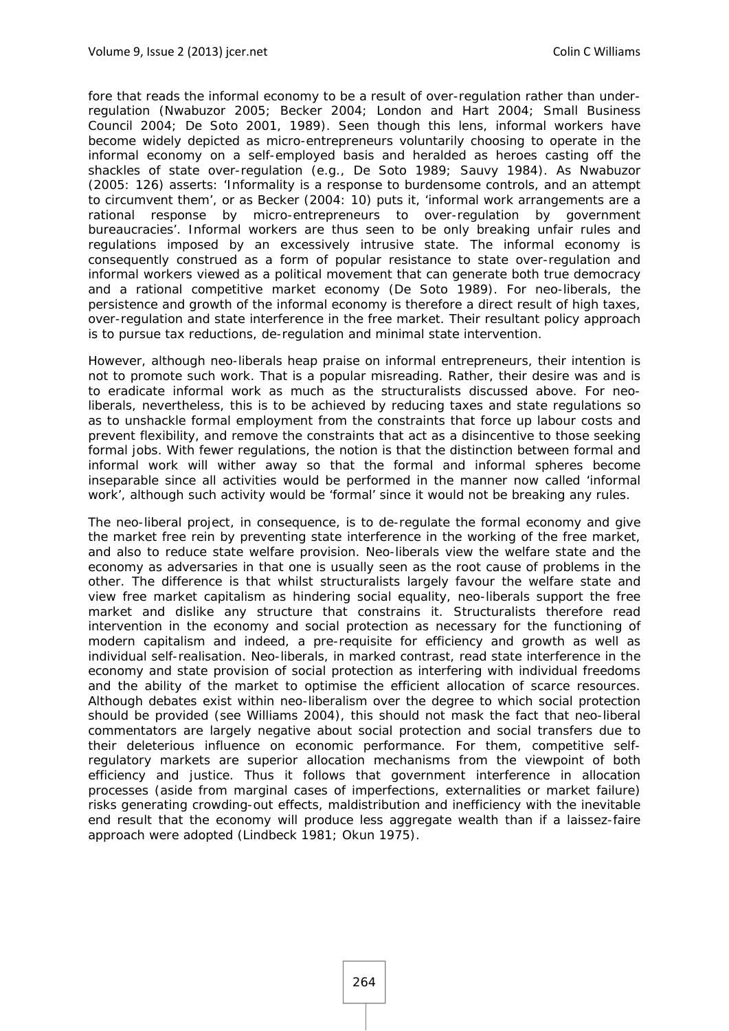fore that reads the informal economy to be a result of over-regulation rather than under-regulation (Nwabuzor 2005; Becker 2004; London and Hart 2004; Small Business Council 2004; De Soto 2001, 1989). Seen though this lens, informal workers have become widely depicted as micro-entrepreneurs voluntarily choosing to operate in the informal economy on a self-employed basis and heralded as heroes casting off the shackles of state over-regulation (e.g., De Soto 1989; Sauvy 1984). As Nwabuzor (2005: 126) asserts: 'Informality is a response to burdensome controls, and an attempt to circumvent them', or as Becker (2004: 10) puts it, 'informal work arrangements are a rational response by micro-entrepreneurs to over-regulation by government bureaucracies'. Informal workers are thus seen to be only breaking unfair rules and regulations imposed by an excessively intrusive state. The informal economy is consequently construed as a form of popular resistance to state over-regulation and informal workers viewed as a political movement that can generate both true democracy and a rational competitive market economy (De Soto 1989). For neo-liberals, the persistence and growth of the informal economy is therefore a direct result of high taxes, over-regulation and state interference in the free market. Their resultant policy approach is to pursue tax reductions, de-regulation and minimal state intervention.

However, although neo-liberals heap praise on informal entrepreneurs, their intention is not to promote such work. That is a popular misreading. Rather, their desire was and is to eradicate informal work as much as the structuralists discussed above. For neo-liberals, nevertheless, this is to be achieved by reducing taxes and state regulations so as to unshackle formal employment from the constraints that force up labour costs and prevent flexibility, and remove the constraints that act as a disincentive to those seeking formal jobs. With fewer regulations, the notion is that the distinction between formal and informal work will wither away so that the formal and informal spheres become inseparable since all activities would be performed in the manner now called 'informal work', although such activity would be 'formal' since it would not be breaking any rules.

The neo-liberal project, in consequence, is to de-regulate the formal economy and give the market free rein by preventing state interference in the working of the free market, and also to reduce state welfare provision. Neo-liberals view the welfare state and the economy as adversaries in that one is usually seen as the root cause of problems in the other. The difference is that whilst structuralists largely favour the welfare state and view free market capitalism as hindering social equality, neo-liberals support the free market and dislike any structure that constrains it. Structuralists therefore read intervention in the economy and social protection as necessary for the functioning of modern capitalism and indeed, a pre-requisite for efficiency and growth as well as individual self-realisation. Neo-liberals, in marked contrast, read state interference in the economy and state provision of social protection as interfering with individual freedoms and the ability of the market to optimise the efficient allocation of scarce resources. Although debates exist within neo-liberalism over the degree to which social protection should be provided (see Williams 2004), this should not mask the fact that neo-liberal commentators are largely negative about social protection and social transfers due to their deleterious influence on economic performance. For them, competitive self-regulatory markets are superior allocation mechanisms from the viewpoint of both efficiency and justice. Thus it follows that government interference in allocation processes (aside from marginal cases of imperfections, externalities or market failure) risks generating crowding-out effects, maldistribution and inefficiency with the inevitable end result that the economy will produce less aggregate wealth than if a laissez-faire approach were adopted (Lindbeck 1981; Okun 1975).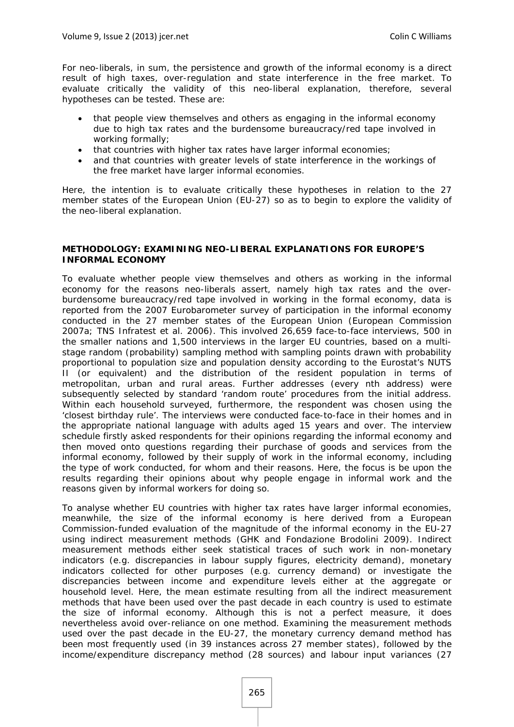For neo-liberals, in sum, the persistence and growth of the informal economy is a direct result of high taxes, over-regulation and state interference in the free market. To evaluate critically the validity of this neo-liberal explanation, therefore, several hypotheses can be tested. These are:

- that people view themselves and others as engaging in the informal economy due to high tax rates and the burdensome bureaucracy/red tape involved in working formally;
- that countries with higher tax rates have larger informal economies;
- and that countries with greater levels of state interference in the workings of the free market have larger informal economies.

Here, the intention is to evaluate critically these hypotheses in relation to the 27 member states of the European Union (EU-27) so as to begin to explore the validity of the neo-liberal explanation.

**METHODOLOGY: EXAMINING NEO-LIBERAL EXPLANATIONS FOR EUROPE'S INFORMAL ECONOMY**

To evaluate whether people view themselves and others as working in the informal economy for the reasons neo-liberals assert, namely high tax rates and the over-burdensome bureaucracy/red tape involved in working in the formal economy, data is reported from the 2007 Eurobarometer survey of participation in the informal economy conducted in the 27 member states of the European Union (European Commission 2007a; TNS Infratest et al. 2006). This involved 26,659 face-to-face interviews, 500 in the smaller nations and 1,500 interviews in the larger EU countries, based on a multi-stage random (probability) sampling method with sampling points drawn with probability proportional to population size and population density according to the Eurostat's NUTS II (or equivalent) and the distribution of the resident population in terms of metropolitan, urban and rural areas. Further addresses (every nth address) were subsequently selected by standard 'random route' procedures from the initial address. Within each household surveyed, furthermore, the respondent was chosen using the 'closest birthday rule'. The interviews were conducted face-to-face in their homes and in the appropriate national language with adults aged 15 years and over. The interview schedule firstly asked respondents for their opinions regarding the informal economy and then moved onto questions regarding their purchase of goods and services from the informal economy, followed by their supply of work in the informal economy, including the type of work conducted, for whom and their reasons. Here, the focus is be upon the results regarding their opinions about why people engage in informal work and the reasons given by informal workers for doing so.

To analyse whether EU countries with higher tax rates have larger informal economies, meanwhile, the size of the informal economy is here derived from a European Commission-funded evaluation of the magnitude of the informal economy in the EU-27 using indirect measurement methods (GHK and Fondazione Brodolini 2009). Indirect measurement methods either seek statistical traces of such work in non-monetary indicators (e.g. discrepancies in labour supply figures, electricity demand), monetary indicators collected for other purposes (e.g. currency demand) or investigate the discrepancies between income and expenditure levels either at the aggregate or household level. Here, the mean estimate resulting from all the indirect measurement methods that have been used over the past decade in each country is used to estimate the size of informal economy. Although this is not a perfect measure, it does nevertheless avoid over-reliance on one method. Examining the measurement methods used over the past decade in the EU-27, the monetary currency demand method has been most frequently used (in 39 instances across 27 member states), followed by the income/expenditure discrepancy method (28 sources) and labour input variances (27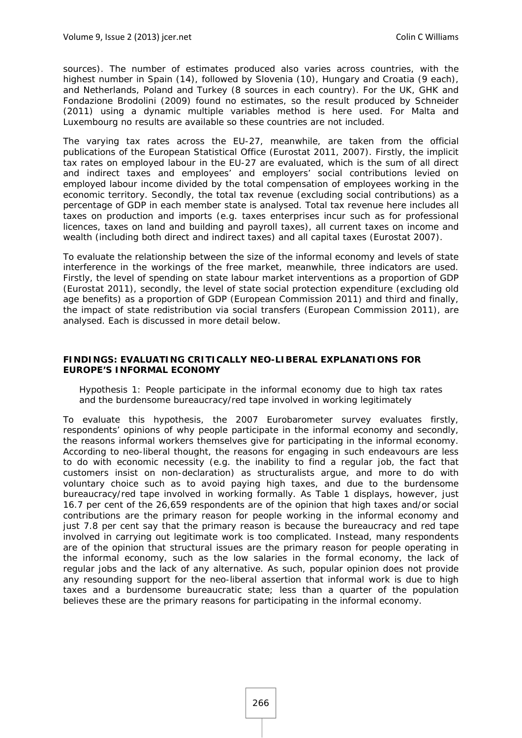sources). The number of estimates produced also varies across countries, with the highest number in Spain (14), followed by Slovenia (10), Hungary and Croatia (9 each), and Netherlands, Poland and Turkey (8 sources in each country). For the UK, GHK and Fondazione Brodolini (2009) found no estimates, so the result produced by Schneider (2011) using a dynamic multiple variables method is here used. For Malta and Luxembourg no results are available so these countries are not included.

The varying tax rates across the EU-27, meanwhile, are taken from the official publications of the European Statistical Office (Eurostat 2011, 2007). Firstly, the implicit tax rates on employed labour in the EU-27 are evaluated, which is the sum of all direct and indirect taxes and employees' and employers' social contributions levied on employed labour income divided by the total compensation of employees working in the economic territory. Secondly, the total tax revenue (excluding social contributions) as a percentage of GDP in each member state is analysed. Total tax revenue here includes all taxes on production and imports (e.g. taxes enterprises incur such as for professional licences, taxes on land and building and payroll taxes), all current taxes on income and wealth (including both direct and indirect taxes) and all capital taxes (Eurostat 2007).

To evaluate the relationship between the size of the informal economy and levels of state interference in the workings of the free market, meanwhile, three indicators are used. Firstly, the level of spending on state labour market interventions as a proportion of GDP (Eurostat 2011), secondly, the level of state social protection expenditure (excluding old age benefits) as a proportion of GDP (European Commission 2011) and third and finally, the impact of state redistribution via social transfers (European Commission 2011), are analysed. Each is discussed in more detail below.

## FINDINGS: EVALUATING CRITICALLY NEO-LIBERAL EXPLANATIONS FOR EUROPE'S INFORMAL ECONOMY

> Hypothesis 1: People participate in the informal economy due to high tax rates and the burdensome bureaucracy/red tape involved in working legitimately

To evaluate this hypothesis, the 2007 Eurobarometer survey evaluates firstly, respondents' opinions of why people participate in the informal economy and secondly, the reasons informal workers themselves give for participating in the informal economy. According to neo-liberal thought, the reasons for engaging in such endeavours are less to do with economic necessity (e.g. the inability to find a regular job, the fact that customers insist on non-declaration) as structuralists argue, and more to do with voluntary choice such as to avoid paying high taxes, and due to the burdensome bureaucracy/red tape involved in working formally. As Table 1 displays, however, just 16.7 per cent of the 26,659 respondents are of the opinion that high taxes and/or social contributions are the primary reason for people working in the informal economy and just 7.8 per cent say that the primary reason is because the bureaucracy and red tape involved in carrying out legitimate work is too complicated. Instead, many respondents are of the opinion that structural issues are the primary reason for people operating in the informal economy, such as the low salaries in the formal economy, the lack of regular jobs and the lack of any alternative. As such, popular opinion does not provide any resounding support for the neo-liberal assertion that informal work is due to high taxes and a burdensome bureaucratic state; less than a quarter of the population believes these are the primary reasons for participating in the informal economy.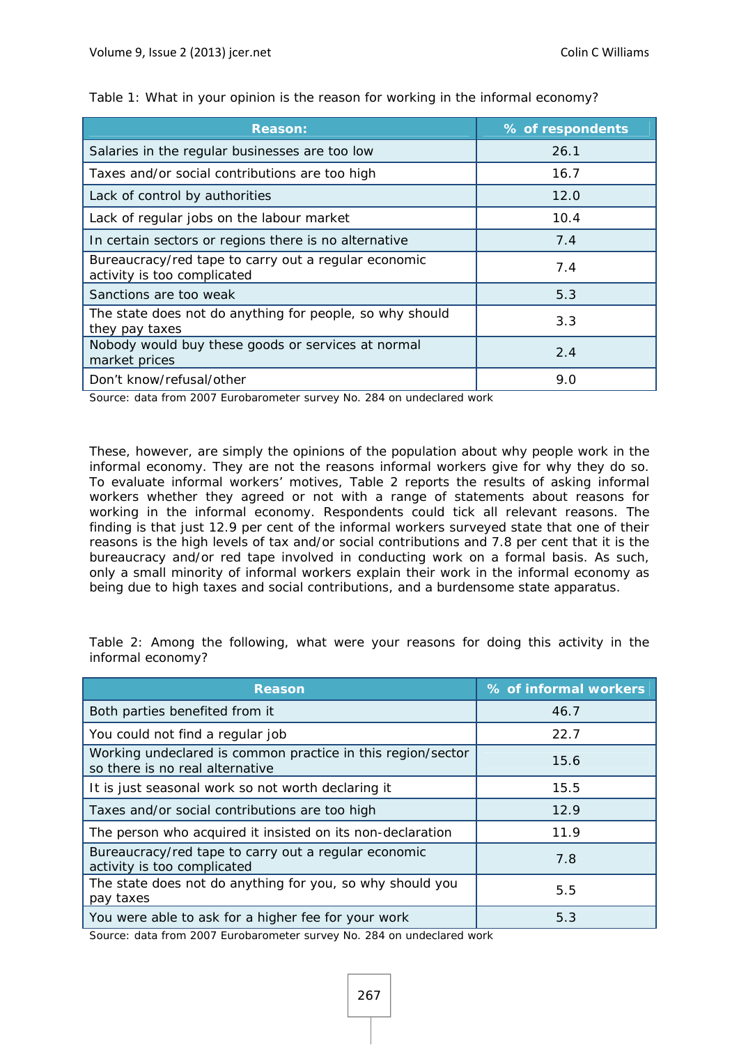Table 1: What in your opinion is the reason for working in the informal economy?

| Reason: | % of respondents |
| --- | --- |
| Salaries in the regular businesses are too low | 26.1 |
| Taxes and/or social contributions are too high | 16.7 |
| Lack of control by authorities | 12.0 |
| Lack of regular jobs on the labour market | 10.4 |
| In certain sectors or regions there is no alternative | 7.4 |
| Bureaucracy/red tape to carry out a regular economic activity is too complicated | 7.4 |
| Sanctions are too weak | 5.3 |
| The state does not do anything for people, so why should they pay taxes | 3.3 |
| Nobody would buy these goods or services at normal market prices | 2.4 |
| Don't know/refusal/other | 9.0 |

Source: data from 2007 Eurobarometer survey No. 284 on undeclared work

These, however, are simply the opinions of the population about why people work in the informal economy. They are not the reasons informal workers give for why they do so. To evaluate informal workers' motives, Table 2 reports the results of asking informal workers whether they agreed or not with a range of statements about reasons for working in the informal economy. Respondents could tick all relevant reasons. The finding is that just 12.9 per cent of the informal workers surveyed state that one of their reasons is the high levels of tax and/or social contributions and 7.8 per cent that it is the bureaucracy and/or red tape involved in conducting work on a formal basis. As such, only a small minority of informal workers explain their work in the informal economy as being due to high taxes and social contributions, and a burdensome state apparatus.

Table 2: Among the following, what were your reasons for doing this activity in the informal economy?

| Reason | % of informal workers |
| --- | --- |
| Both parties benefited from it | 46.7 |
| You could not find a regular job | 22.7 |
| Working undeclared is common practice in this region/sector so there is no real alternative | 15.6 |
| It is just seasonal work so not worth declaring it | 15.5 |
| Taxes and/or social contributions are too high | 12.9 |
| The person who acquired it insisted on its non-declaration | 11.9 |
| Bureaucracy/red tape to carry out a regular economic activity is too complicated | 7.8 |
| The state does not do anything for you, so why should you pay taxes | 5.5 |
| You were able to ask for a higher fee for your work | 5.3 |

Source: data from 2007 Eurobarometer survey No. 284 on undeclared work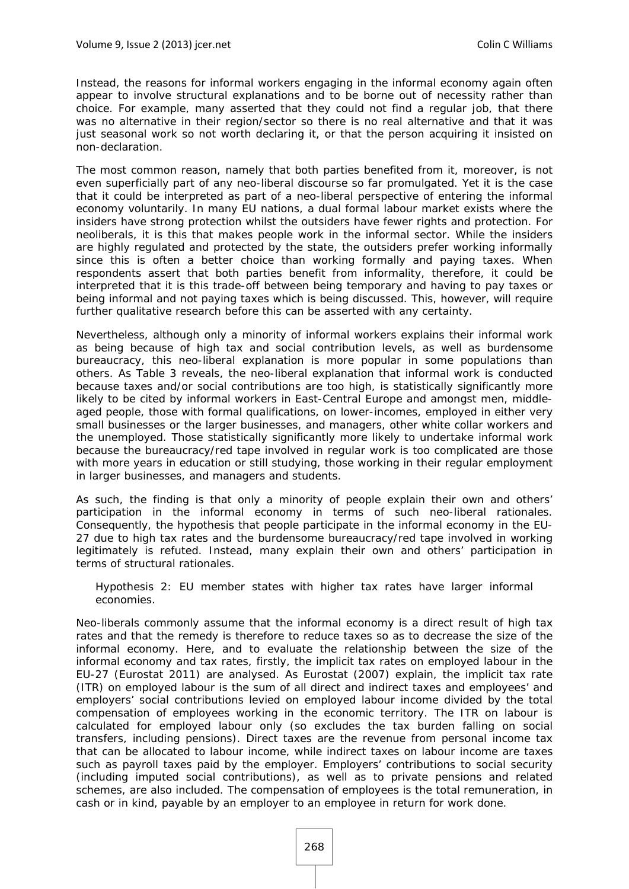Instead, the reasons for informal workers engaging in the informal economy again often appear to involve structural explanations and to be borne out of necessity rather than choice. For example, many asserted that they could not find a regular job, that there was no alternative in their region/sector so there is no real alternative and that it was just seasonal work so not worth declaring it, or that the person acquiring it insisted on non-declaration.

The most common reason, namely that both parties benefited from it, moreover, is not even superficially part of any neo-liberal discourse so far promulgated. Yet it is the case that it could be interpreted as part of a neo-liberal perspective of entering the informal economy voluntarily. In many EU nations, a dual formal labour market exists where the insiders have strong protection whilst the outsiders have fewer rights and protection. For neoliberals, it is this that makes people work in the informal sector. While the insiders are highly regulated and protected by the state, the outsiders prefer working informally since this is often a better choice than working formally and paying taxes. When respondents assert that both parties benefit from informality, therefore, it could be interpreted that it is this trade-off between being temporary and having to pay taxes or being informal and not paying taxes which is being discussed. This, however, will require further qualitative research before this can be asserted with any certainty.

Nevertheless, although only a minority of informal workers explains their informal work as being because of high tax and social contribution levels, as well as burdensome bureaucracy, this neo-liberal explanation is more popular in some populations than others. As Table 3 reveals, the neo-liberal explanation that informal work is conducted because taxes and/or social contributions are too high, is statistically significantly more likely to be cited by informal workers in East-Central Europe and amongst men, middle-aged people, those with formal qualifications, on lower-incomes, employed in either very small businesses or the larger businesses, and managers, other white collar workers and the unemployed. Those statistically significantly more likely to undertake informal work because the bureaucracy/red tape involved in regular work is too complicated are those with more years in education or still studying, those working in their regular employment in larger businesses, and managers and students.

As such, the finding is that only a minority of people explain their own and others' participation in the informal economy in terms of such neo-liberal rationales. Consequently, the hypothesis that people participate in the informal economy in the EU-27 due to high tax rates and the burdensome bureaucracy/red tape involved in working legitimately is refuted. Instead, many explain their own and others' participation in terms of structural rationales.

> Hypothesis 2: EU member states with higher tax rates have larger informal economies.

Neo-liberals commonly assume that the informal economy is a direct result of high tax rates and that the remedy is therefore to reduce taxes so as to decrease the size of the informal economy. Here, and to evaluate the relationship between the size of the informal economy and tax rates, firstly, the implicit tax rates on employed labour in the EU-27 (Eurostat 2011) are analysed. As Eurostat (2007) explain, the implicit tax rate (ITR) on employed labour is the sum of all direct and indirect taxes and employees' and employers' social contributions levied on employed labour income divided by the total compensation of employees working in the economic territory. The ITR on labour is calculated for employed labour only (so excludes the tax burden falling on social transfers, including pensions). Direct taxes are the revenue from personal income tax that can be allocated to labour income, while indirect taxes on labour income are taxes such as payroll taxes paid by the employer. Employers' contributions to social security (including imputed social contributions), as well as to private pensions and related schemes, are also included. The compensation of employees is the total remuneration, in cash or in kind, payable by an employer to an employee in return for work done.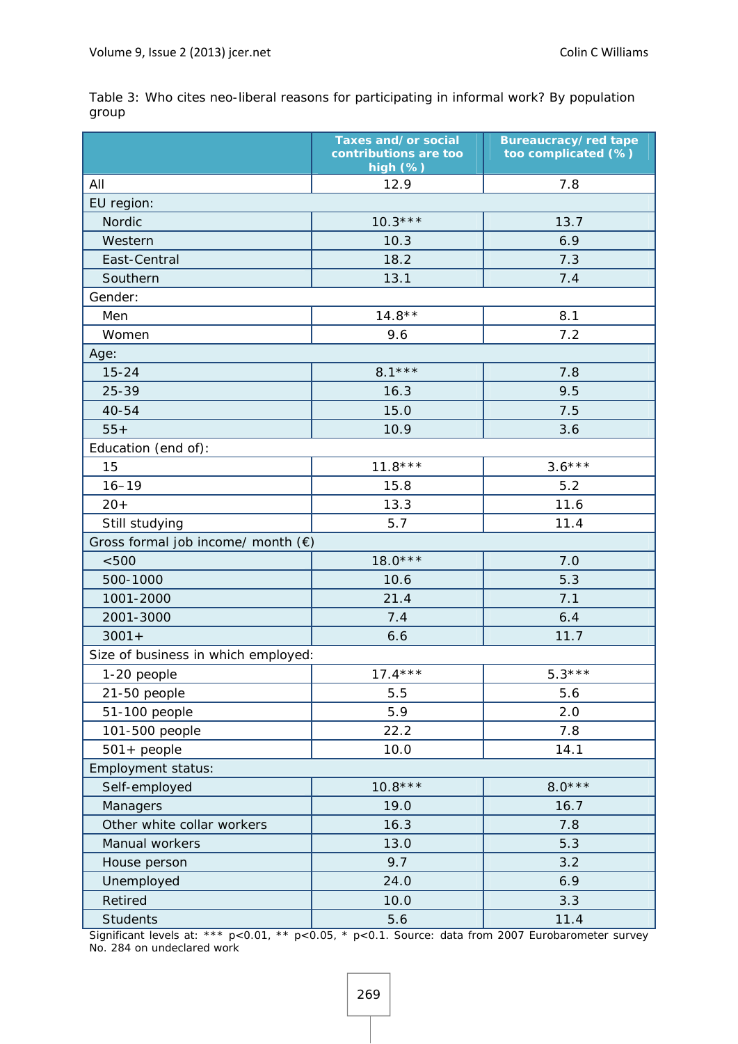Table 3: Who cites neo-liberal reasons for participating in informal work? By population group

| | Taxes and/ or social contributions are too high (%) | Bureaucracy/ red tape too complicated (%) |
|---|---|---|
| All | 12.9 | 7.8 |
| EU region: | | |
| Nordic | 10.3*** | 13.7 |
| Western | 10.3 | 6.9 |
| East-Central | 18.2 | 7.3 |
| Southern | 13.1 | 7.4 |
| Gender: | | |
| Men | 14.8** | 8.1 |
| Women | 9.6 | 7.2 |
| Age: | | |
| 15-24 | 8.1*** | 7.8 |
| 25-39 | 16.3 | 9.5 |
| 40-54 | 15.0 | 7.5 |
| 55+ | 10.9 | 3.6 |
| Education (end of): | | |
| 15 | 11.8*** | 3.6*** |
| 16–19 | 15.8 | 5.2 |
| 20+ | 13.3 | 11.6 |
| Still studying | 5.7 | 11.4 |
| Gross formal job income/ month (€) | | |
| <500 | 18.0*** | 7.0 |
| 500-1000 | 10.6 | 5.3 |
| 1001-2000 | 21.4 | 7.1 |
| 2001-3000 | 7.4 | 6.4 |
| 3001+ | 6.6 | 11.7 |
| Size of business in which employed: | | |
| 1-20 people | 17.4*** | 5.3*** |
| 21-50 people | 5.5 | 5.6 |
| 51-100 people | 5.9 | 2.0 |
| 101-500 people | 22.2 | 7.8 |
| 501+ people | 10.0 | 14.1 |
| Employment status: | | |
| Self-employed | 10.8*** | 8.0*** |
| Managers | 19.0 | 16.7 |
| Other white collar workers | 16.3 | 7.8 |
| Manual workers | 13.0 | 5.3 |
| House person | 9.7 | 3.2 |
| Unemployed | 24.0 | 6.9 |
| Retired | 10.0 | 3.3 |
| Students | 5.6 | 11.4 |

Significant levels at: *** $p<0.01$, ** $p<0.05$, * $p<0.1$. Source: data from 2007 Eurobarometer survey No. 284 on undeclared work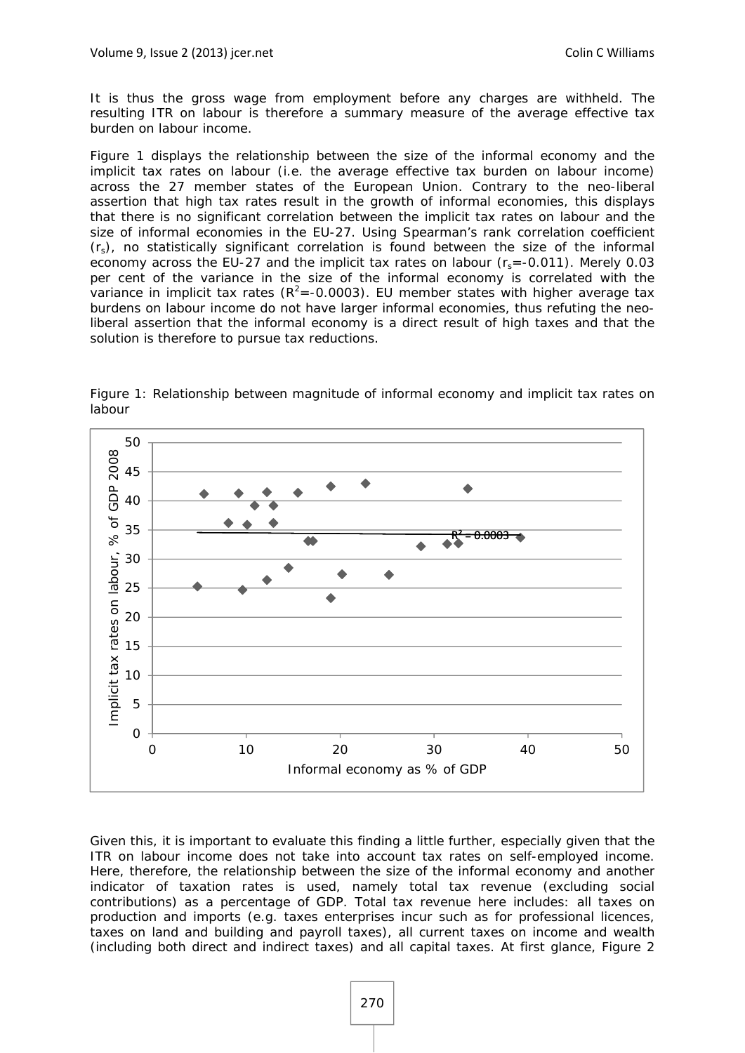It is thus the gross wage from employment before any charges are withheld. The resulting ITR on labour is therefore a summary measure of the average effective tax burden on labour income.

Figure 1 displays the relationship between the size of the informal economy and the implicit tax rates on labour (i.e. the average effective tax burden on labour income) across the 27 member states of the European Union. Contrary to the neo-liberal assertion that high tax rates result in the growth of informal economies, this displays that there is no significant correlation between the implicit tax rates on labour and the size of informal economies in the EU-27. Using Spearman's rank correlation coefficient ($r_s$), no statistically significant correlation is found between the size of the informal economy across the EU-27 and the implicit tax rates on labour ($r_s$=-0.011). Merely 0.03 per cent of the variance in the size of the informal economy is correlated with the variance in implicit tax rates ($R^2$=-0.0003). EU member states with higher average tax burdens on labour income do not have larger informal economies, thus refuting the neo-liberal assertion that the informal economy is a direct result of high taxes and that the solution is therefore to pursue tax reductions.

Figure 1: Relationship between magnitude of informal economy and implicit tax rates on labour

Given this, it is important to evaluate this finding a little further, especially given that the ITR on labour income does not take into account tax rates on self-employed income. Here, therefore, the relationship between the size of the informal economy and another indicator of taxation rates is used, namely total tax revenue (excluding social contributions) as a percentage of GDP. Total tax revenue here includes: all taxes on production and imports (e.g. taxes enterprises incur such as for professional licences, taxes on land and building and payroll taxes), all current taxes on income and wealth (including both direct and indirect taxes) and all capital taxes. At first glance, Figure 2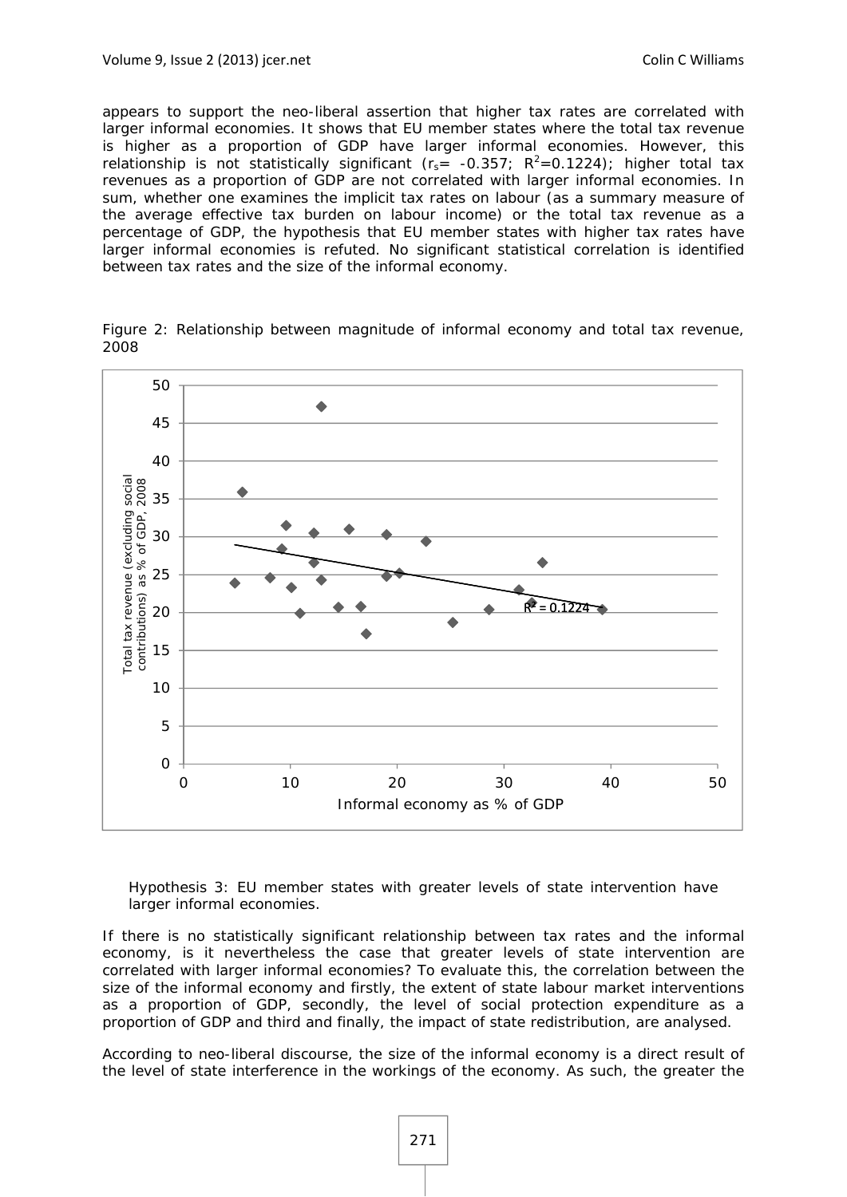appears to support the neo-liberal assertion that higher tax rates are correlated with larger informal economies. It shows that EU member states where the total tax revenue is higher as a proportion of GDP have larger informal economies. However, this relationship is not statistically significant ($r_s$= -0.357; $R^2$=0.1224); higher total tax revenues as a proportion of GDP are not correlated with larger informal economies. In sum, whether one examines the implicit tax rates on labour (as a summary measure of the average effective tax burden on labour income) or the total tax revenue as a percentage of GDP, the hypothesis that EU member states with higher tax rates have larger informal economies is refuted. No significant statistical correlation is identified between tax rates and the size of the informal economy.

Figure 2: Relationship between magnitude of informal economy and total tax revenue, 2008

> Hypothesis 3: EU member states with greater levels of state intervention have larger informal economies.

If there is no statistically significant relationship between tax rates and the informal economy, is it nevertheless the case that greater levels of state intervention are correlated with larger informal economies? To evaluate this, the correlation between the size of the informal economy and firstly, the extent of state labour market interventions as a proportion of GDP, secondly, the level of social protection expenditure as a proportion of GDP and third and finally, the impact of state redistribution, are analysed.

According to neo-liberal discourse, the size of the informal economy is a direct result of the level of state interference in the workings of the economy. As such, the greater the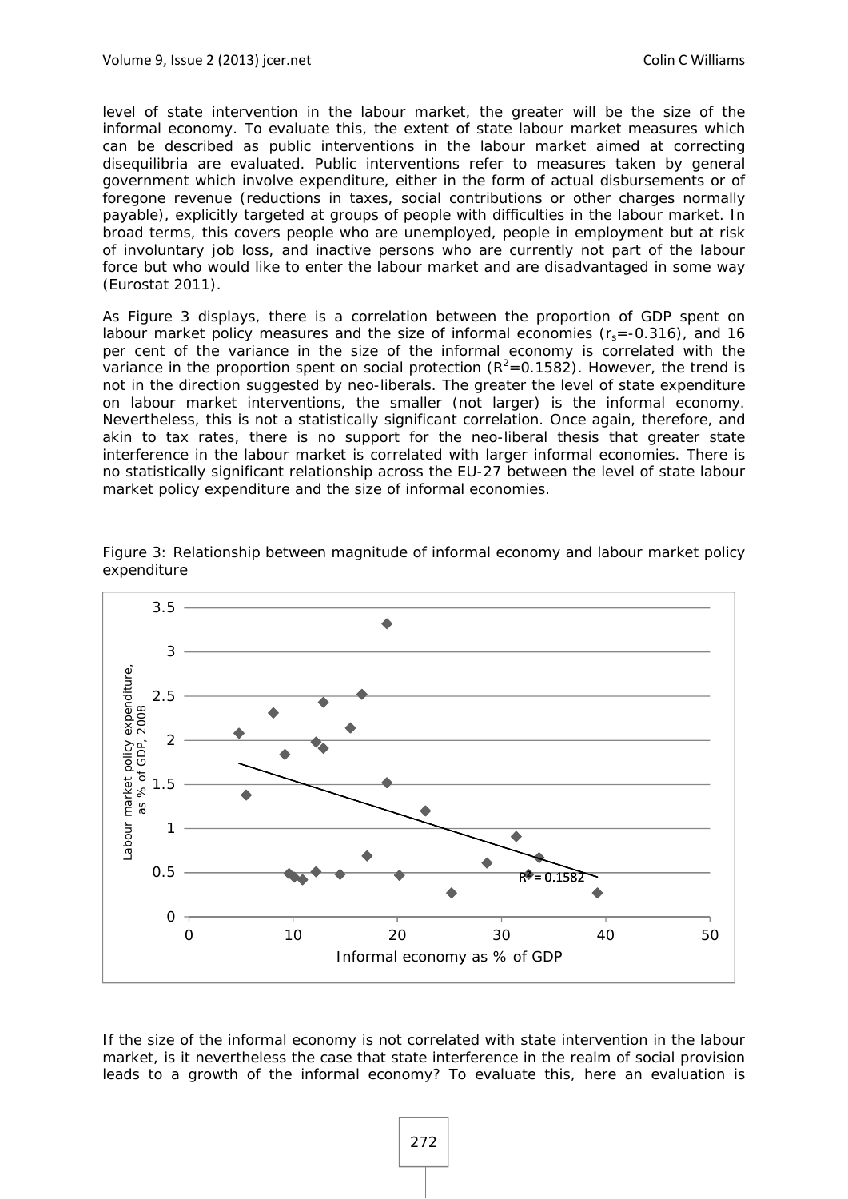level of state intervention in the labour market, the greater will be the size of the informal economy. To evaluate this, the extent of state labour market measures which can be described as public interventions in the labour market aimed at correcting disequilibria are evaluated. Public interventions refer to measures taken by general government which involve expenditure, either in the form of actual disbursements or of foregone revenue (reductions in taxes, social contributions or other charges normally payable), explicitly targeted at groups of people with difficulties in the labour market. In broad terms, this covers people who are unemployed, people in employment but at risk of involuntary job loss, and inactive persons who are currently not part of the labour force but who would like to enter the labour market and are disadvantaged in some way (Eurostat 2011).

As Figure 3 displays, there is a correlation between the proportion of GDP spent on labour market policy measures and the size of informal economies ($r_s$=-0.316), and 16 per cent of the variance in the size of the informal economy is correlated with the variance in the proportion spent on social protection ($R^2$=0.1582). However, the trend is not in the direction suggested by neo-liberals. The greater the level of state expenditure on labour market interventions, the smaller (not larger) is the informal economy. Nevertheless, this is not a statistically significant correlation. Once again, therefore, and akin to tax rates, there is no support for the neo-liberal thesis that greater state interference in the labour market is correlated with larger informal economies. There is no statistically significant relationship across the EU-27 between the level of state labour market policy expenditure and the size of informal economies.

Figure 3: Relationship between magnitude of informal economy and labour market policy expenditure

If the size of the informal economy is not correlated with state intervention in the labour market, is it nevertheless the case that state interference in the realm of social provision leads to a growth of the informal economy? To evaluate this, here an evaluation is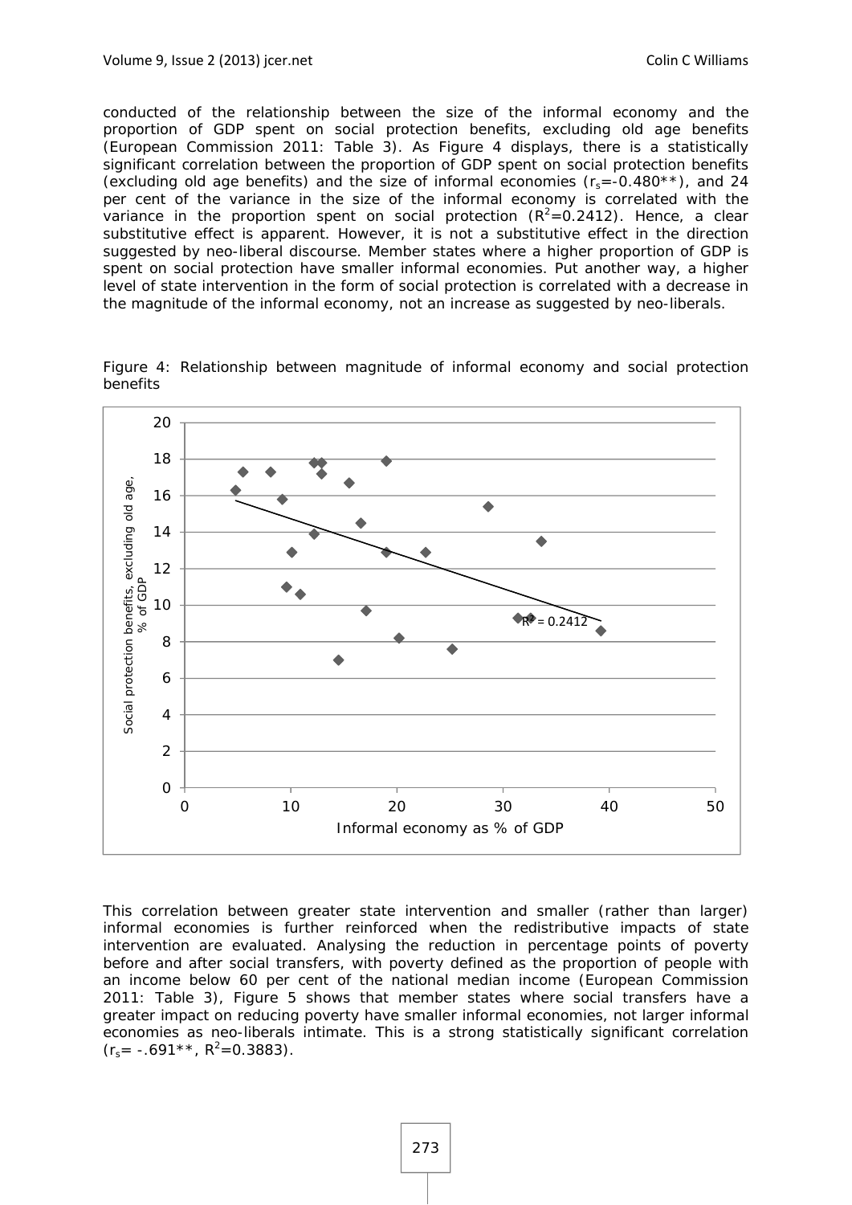conducted of the relationship between the size of the informal economy and the proportion of GDP spent on social protection benefits, excluding old age benefits (European Commission 2011: Table 3). As Figure 4 displays, there is a statistically significant correlation between the proportion of GDP spent on social protection benefits (excluding old age benefits) and the size of informal economies ($r_s$=-0.480**), and 24 per cent of the variance in the size of the informal economy is correlated with the variance in the proportion spent on social protection ($R^2$=0.2412). Hence, a clear substitutive effect is apparent. However, it is not a substitutive effect in the direction suggested by neo-liberal discourse. Member states where a higher proportion of GDP is spent on social protection have smaller informal economies. Put another way, a higher level of state intervention in the form of social protection is correlated with a decrease in the magnitude of the informal economy, not an increase as suggested by neo-liberals.

Figure 4: Relationship between magnitude of informal economy and social protection benefits

This correlation between greater state intervention and smaller (rather than larger) informal economies is further reinforced when the redistributive impacts of state intervention are evaluated. Analysing the reduction in percentage points of poverty before and after social transfers, with poverty defined as the proportion of people with an income below 60 per cent of the national median income (European Commission 2011: Table 3), Figure 5 shows that member states where social transfers have a greater impact on reducing poverty have smaller informal economies, not larger informal economies as neo-liberals intimate. This is a strong statistically significant correlation ($r_s$= -.691**, $R^2$=0.3883).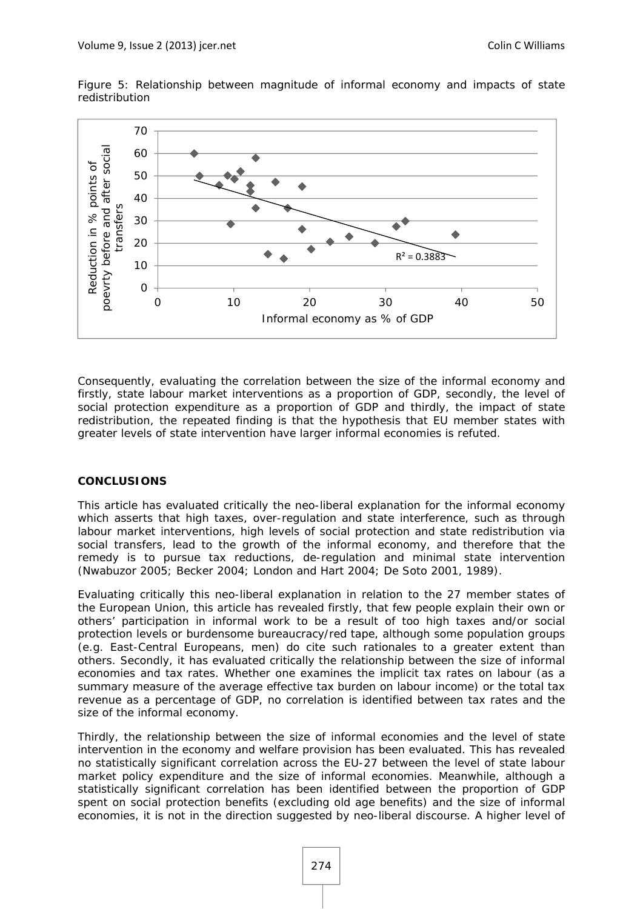Figure 5: Relationship between magnitude of informal economy and impacts of state redistribution

Consequently, evaluating the correlation between the size of the informal economy and firstly, state labour market interventions as a proportion of GDP, secondly, the level of social protection expenditure as a proportion of GDP and thirdly, the impact of state redistribution, the repeated finding is that the hypothesis that EU member states with greater levels of state intervention have larger informal economies is refuted.

## CONCLUSIONS

This article has evaluated critically the neo-liberal explanation for the informal economy which asserts that high taxes, over-regulation and state interference, such as through labour market interventions, high levels of social protection and state redistribution via social transfers, lead to the growth of the informal economy, and therefore that the remedy is to pursue tax reductions, de-regulation and minimal state intervention (Nwabuzor 2005; Becker 2004; London and Hart 2004; De Soto 2001, 1989).

Evaluating critically this neo-liberal explanation in relation to the 27 member states of the European Union, this article has revealed firstly, that few people explain their own or others' participation in informal work to be a result of too high taxes and/or social protection levels or burdensome bureaucracy/red tape, although some population groups (e.g. East-Central Europeans, men) do cite such rationales to a greater extent than others. Secondly, it has evaluated critically the relationship between the size of informal economies and tax rates. Whether one examines the implicit tax rates on labour (as a summary measure of the average effective tax burden on labour income) or the total tax revenue as a percentage of GDP, no correlation is identified between tax rates and the size of the informal economy.

Thirdly, the relationship between the size of informal economies and the level of state intervention in the economy and welfare provision has been evaluated. This has revealed no statistically significant correlation across the EU-27 between the level of state labour market policy expenditure and the size of informal economies. Meanwhile, although a statistically significant correlation has been identified between the proportion of GDP spent on social protection benefits (excluding old age benefits) and the size of informal economies, it is not in the direction suggested by neo-liberal discourse. A higher level of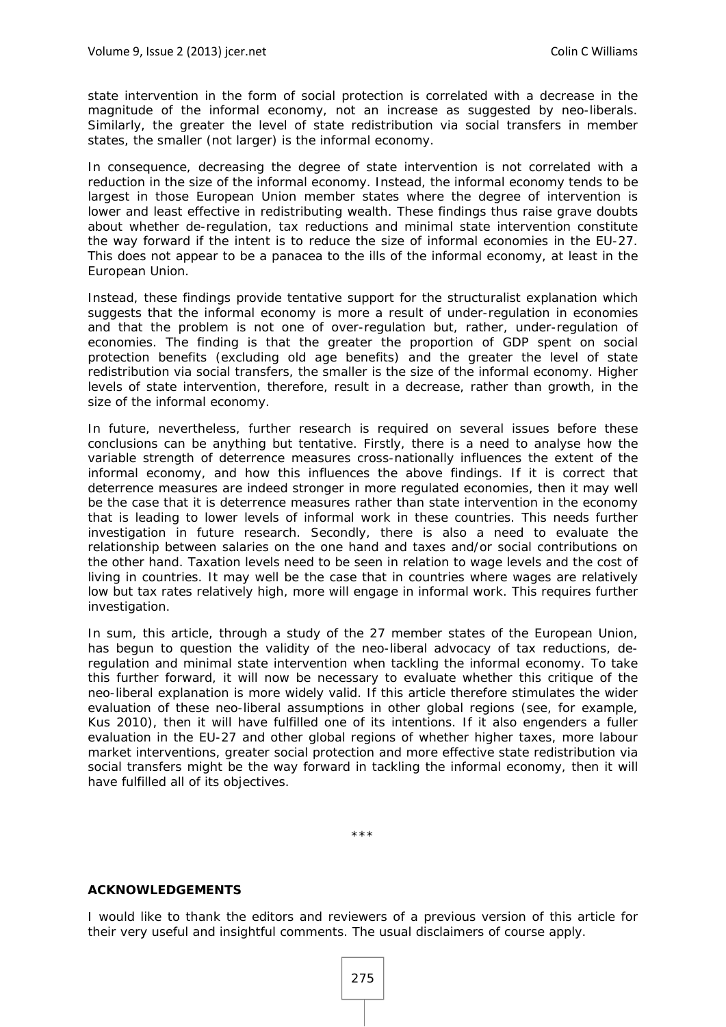state intervention in the form of social protection is correlated with a decrease in the magnitude of the informal economy, not an increase as suggested by neo-liberals. Similarly, the greater the level of state redistribution via social transfers in member states, the smaller (not larger) is the informal economy.

In consequence, decreasing the degree of state intervention is not correlated with a reduction in the size of the informal economy. Instead, the informal economy tends to be largest in those European Union member states where the degree of intervention is lower and least effective in redistributing wealth. These findings thus raise grave doubts about whether de-regulation, tax reductions and minimal state intervention constitute the way forward if the intent is to reduce the size of informal economies in the EU-27. This does not appear to be a panacea to the ills of the informal economy, at least in the European Union.

Instead, these findings provide tentative support for the structuralist explanation which suggests that the informal economy is more a result of under-regulation in economies and that the problem is not one of over-regulation but, rather, under-regulation of economies. The finding is that the greater the proportion of GDP spent on social protection benefits (excluding old age benefits) and the greater the level of state redistribution via social transfers, the smaller is the size of the informal economy. Higher levels of state intervention, therefore, result in a decrease, rather than growth, in the size of the informal economy.

In future, nevertheless, further research is required on several issues before these conclusions can be anything but tentative. Firstly, there is a need to analyse how the variable strength of deterrence measures cross-nationally influences the extent of the informal economy, and how this influences the above findings. If it is correct that deterrence measures are indeed stronger in more regulated economies, then it may well be the case that it is deterrence measures rather than state intervention in the economy that is leading to lower levels of informal work in these countries. This needs further investigation in future research. Secondly, there is also a need to evaluate the relationship between salaries on the one hand and taxes and/or social contributions on the other hand. Taxation levels need to be seen in relation to wage levels and the cost of living in countries. It may well be the case that in countries where wages are relatively low but tax rates relatively high, more will engage in informal work. This requires further investigation.

In sum, this article, through a study of the 27 member states of the European Union, has begun to question the validity of the neo-liberal advocacy of tax reductions, de-regulation and minimal state intervention when tackling the informal economy. To take this further forward, it will now be necessary to evaluate whether this critique of the neo-liberal explanation is more widely valid. If this article therefore stimulates the wider evaluation of these neo-liberal assumptions in other global regions (see, for example, Kus 2010), then it will have fulfilled one of its intentions. If it also engenders a fuller evaluation in the EU-27 and other global regions of whether higher taxes, more labour market interventions, greater social protection and more effective state redistribution via social transfers might be the way forward in tackling the informal economy, then it will have fulfilled all of its objectives.

***

**ACKNOWLEDGEMENTS**

I would like to thank the editors and reviewers of a previous version of this article for their very useful and insightful comments. The usual disclaimers of course apply.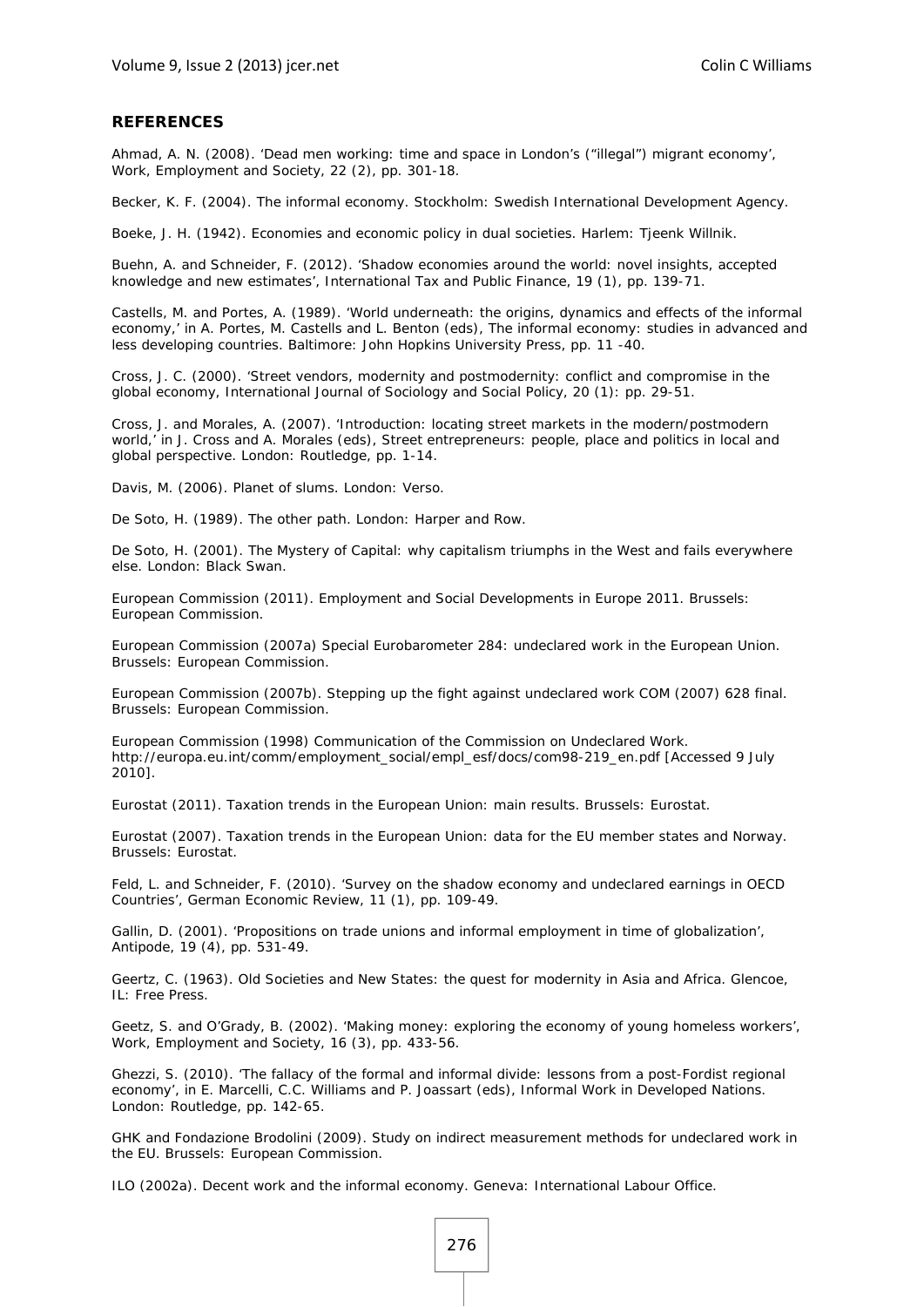## REFERENCES

Ahmad, A. N. (2008). 'Dead men working: time and space in London's ("illegal") migrant economy', Work, Employment and Society, 22 (2), pp. 301-18.

Becker, K. F. (2004). The informal economy. Stockholm: Swedish International Development Agency.

Boeke, J. H. (1942). Economies and economic policy in dual societies. Harlem: Tjeenk Willnik.

Buehn, A. and Schneider, F. (2012). 'Shadow economies around the world: novel insights, accepted knowledge and new estimates', International Tax and Public Finance, 19 (1), pp. 139-71.

Castells, M. and Portes, A. (1989). 'World underneath: the origins, dynamics and effects of the informal economy,' in A. Portes, M. Castells and L. Benton (eds), The informal economy: studies in advanced and less developing countries. Baltimore: John Hopkins University Press, pp. 11 -40.

Cross, J. C. (2000). 'Street vendors, modernity and postmodernity: conflict and compromise in the global economy, International Journal of Sociology and Social Policy, 20 (1): pp. 29-51.

Cross, J. and Morales, A. (2007). 'Introduction: locating street markets in the modern/postmodern world,' in J. Cross and A. Morales (eds), Street entrepreneurs: people, place and politics in local and global perspective. London: Routledge, pp. 1-14.

Davis, M. (2006). Planet of slums. London: Verso.

De Soto, H. (1989). The other path. London: Harper and Row.

De Soto, H. (2001). The Mystery of Capital: why capitalism triumphs in the West and fails everywhere else. London: Black Swan.

European Commission (2011). Employment and Social Developments in Europe 2011. Brussels: European Commission.

European Commission (2007a) Special Eurobarometer 284: undeclared work in the European Union. Brussels: European Commission.

European Commission (2007b). Stepping up the fight against undeclared work COM (2007) 628 final. Brussels: European Commission.

European Commission (1998) Communication of the Commission on Undeclared Work. http://europa.eu.int/comm/employment_social/empl_esf/docs/com98-219_en.pdf [Accessed 9 July 2010].

Eurostat (2011). Taxation trends in the European Union: main results. Brussels: Eurostat.

Eurostat (2007). Taxation trends in the European Union: data for the EU member states and Norway. Brussels: Eurostat.

Feld, L. and Schneider, F. (2010). 'Survey on the shadow economy and undeclared earnings in OECD Countries', German Economic Review, 11 (1), pp. 109-49.

Gallin, D. (2001). 'Propositions on trade unions and informal employment in time of globalization', Antipode, 19 (4), pp. 531-49.

Geertz, C. (1963). Old Societies and New States: the quest for modernity in Asia and Africa. Glencoe, IL: Free Press.

Geetz, S. and O'Grady, B. (2002). 'Making money: exploring the economy of young homeless workers', Work, Employment and Society, 16 (3), pp. 433-56.

Ghezzi, S. (2010). 'The fallacy of the formal and informal divide: lessons from a post-Fordist regional economy', in E. Marcelli, C.C. Williams and P. Joassart (eds), Informal Work in Developed Nations. London: Routledge, pp. 142-65.

GHK and Fondazione Brodolini (2009). Study on indirect measurement methods for undeclared work in the EU. Brussels: European Commission.

ILO (2002a). Decent work and the informal economy. Geneva: International Labour Office.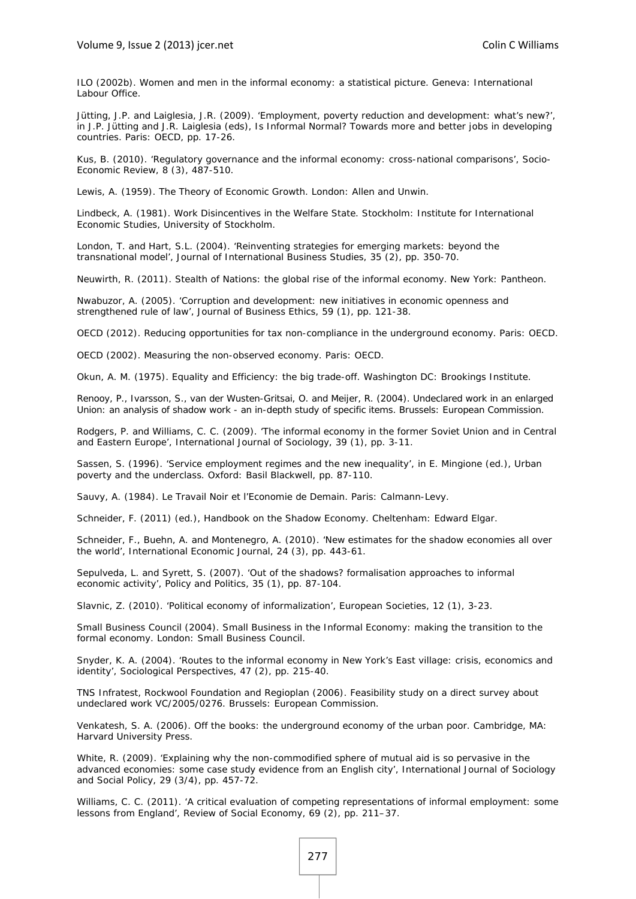ILO (2002b). Women and men in the informal economy: a statistical picture. Geneva: International Labour Office.

Jütting, J.P. and Laiglesia, J.R. (2009). 'Employment, poverty reduction and development: what's new?', in J.P. Jütting and J.R. Laiglesia (eds), Is Informal Normal? Towards more and better jobs in developing countries. Paris: OECD, pp. 17-26.

Kus, B. (2010). 'Regulatory governance and the informal economy: cross-national comparisons', Socio-Economic Review, 8 (3), 487-510.

Lewis, A. (1959). The Theory of Economic Growth. London: Allen and Unwin.

Lindbeck, A. (1981). Work Disincentives in the Welfare State. Stockholm: Institute for International Economic Studies, University of Stockholm.

London, T. and Hart, S.L. (2004). 'Reinventing strategies for emerging markets: beyond the transnational model', Journal of International Business Studies, 35 (2), pp. 350-70.

Neuwirth, R. (2011). Stealth of Nations: the global rise of the informal economy. New York: Pantheon.

Nwabuzor, A. (2005). 'Corruption and development: new initiatives in economic openness and strengthened rule of law', Journal of Business Ethics, 59 (1), pp. 121-38.

OECD (2012). Reducing opportunities for tax non-compliance in the underground economy. Paris: OECD.

OECD (2002). Measuring the non-observed economy. Paris: OECD.

Okun, A. M. (1975). Equality and Efficiency: the big trade-off. Washington DC: Brookings Institute.

Renooy, P., Ivarsson, S., van der Wusten-Gritsai, O. and Meijer, R. (2004). Undeclared work in an enlarged Union: an analysis of shadow work - an in-depth study of specific items. Brussels: European Commission.

Rodgers, P. and Williams, C. C. (2009). 'The informal economy in the former Soviet Union and in Central and Eastern Europe', International Journal of Sociology, 39 (1), pp. 3-11.

Sassen, S. (1996). 'Service employment regimes and the new inequality', in E. Mingione (ed.), Urban poverty and the underclass. Oxford: Basil Blackwell, pp. 87-110.

Sauvy, A. (1984). Le Travail Noir et l'Economie de Demain. Paris: Calmann-Levy.

Schneider, F. (2011) (ed.), Handbook on the Shadow Economy. Cheltenham: Edward Elgar.

Schneider, F., Buehn, A. and Montenegro, A. (2010). 'New estimates for the shadow economies all over the world', International Economic Journal, 24 (3), pp. 443-61.

Sepulveda, L. and Syrett, S. (2007). 'Out of the shadows? formalisation approaches to informal economic activity', Policy and Politics, 35 (1), pp. 87-104.

Slavnic, Z. (2010). 'Political economy of informalization', European Societies, 12 (1), 3-23.

Small Business Council (2004). Small Business in the Informal Economy: making the transition to the formal economy. London: Small Business Council.

Snyder, K. A. (2004). 'Routes to the informal economy in New York's East village: crisis, economics and identity', Sociological Perspectives, 47 (2), pp. 215-40.

TNS Infratest, Rockwool Foundation and Regioplan (2006). Feasibility study on a direct survey about undeclared work VC/2005/0276. Brussels: European Commission.

Venkatesh, S. A. (2006). Off the books: the underground economy of the urban poor. Cambridge, MA: Harvard University Press.

White, R. (2009). 'Explaining why the non-commodified sphere of mutual aid is so pervasive in the advanced economies: some case study evidence from an English city', International Journal of Sociology and Social Policy, 29 (3/4), pp. 457-72.

Williams, C. C. (2011). 'A critical evaluation of competing representations of informal employment: some lessons from England', Review of Social Economy, 69 (2), pp. 211–37.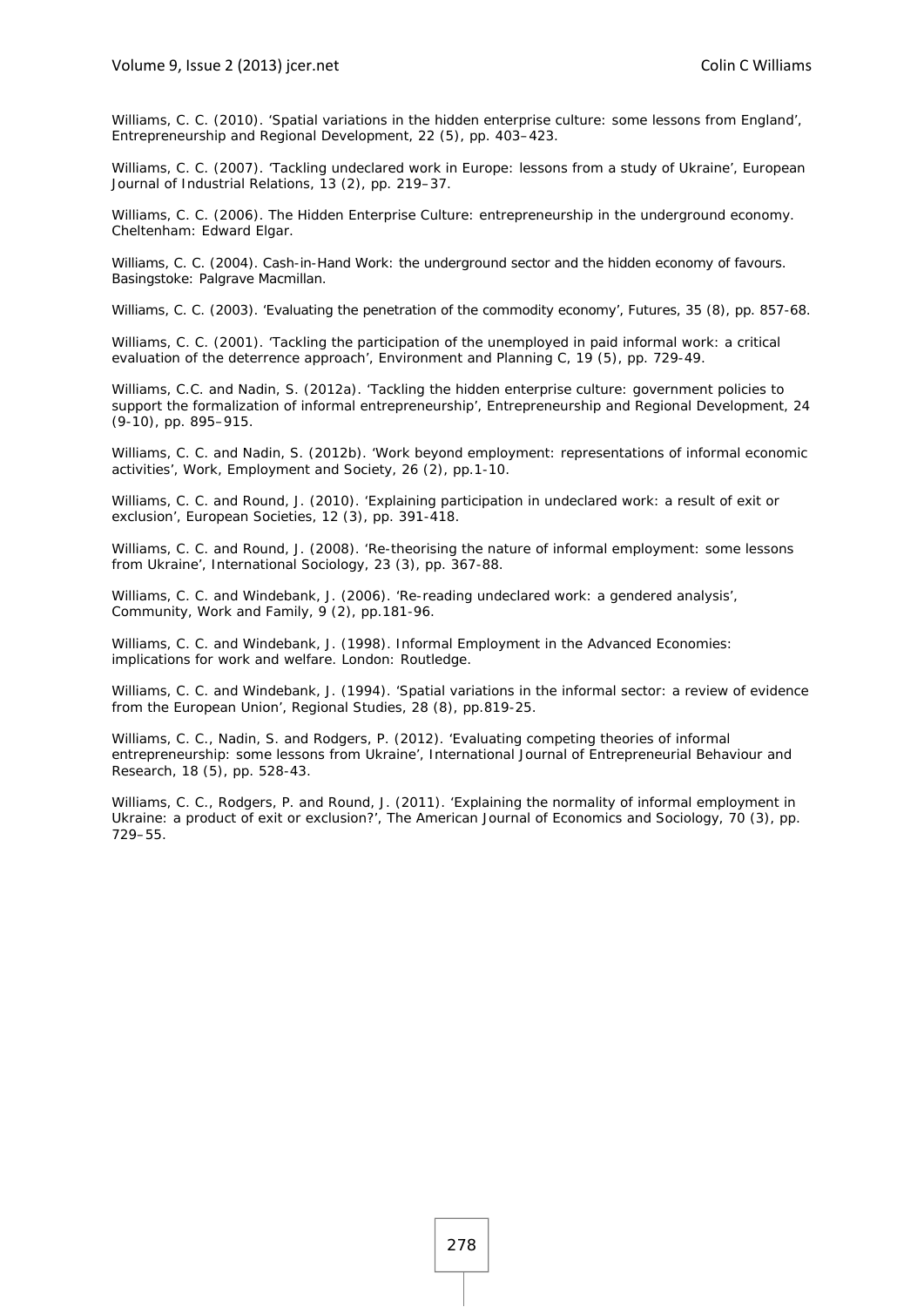Williams, C. C. (2010). 'Spatial variations in the hidden enterprise culture: some lessons from England', Entrepreneurship and Regional Development, 22 (5), pp. 403–423.

Williams, C. C. (2007). 'Tackling undeclared work in Europe: lessons from a study of Ukraine', European Journal of Industrial Relations, 13 (2), pp. 219–37.

Williams, C. C. (2006). The Hidden Enterprise Culture: entrepreneurship in the underground economy. Cheltenham: Edward Elgar.

Williams, C. C. (2004). Cash-in-Hand Work: the underground sector and the hidden economy of favours. Basingstoke: Palgrave Macmillan.

Williams, C. C. (2003). 'Evaluating the penetration of the commodity economy', Futures, 35 (8), pp. 857-68.

Williams, C. C. (2001). 'Tackling the participation of the unemployed in paid informal work: a critical evaluation of the deterrence approach', Environment and Planning C, 19 (5), pp. 729-49.

Williams, C.C. and Nadin, S. (2012a). 'Tackling the hidden enterprise culture: government policies to support the formalization of informal entrepreneurship', Entrepreneurship and Regional Development, 24 (9-10), pp. 895–915.

Williams, C. C. and Nadin, S. (2012b). 'Work beyond employment: representations of informal economic activities', Work, Employment and Society, 26 (2), pp.1-10.

Williams, C. C. and Round, J. (2010). 'Explaining participation in undeclared work: a result of exit or exclusion', European Societies, 12 (3), pp. 391-418.

Williams, C. C. and Round, J. (2008). 'Re-theorising the nature of informal employment: some lessons from Ukraine', International Sociology, 23 (3), pp. 367-88.

Williams, C. C. and Windebank, J. (2006). 'Re-reading undeclared work: a gendered analysis', Community, Work and Family, 9 (2), pp.181-96.

Williams, C. C. and Windebank, J. (1998). Informal Employment in the Advanced Economies: implications for work and welfare. London: Routledge.

Williams, C. C. and Windebank, J. (1994). 'Spatial variations in the informal sector: a review of evidence from the European Union', Regional Studies, 28 (8), pp.819-25.

Williams, C. C., Nadin, S. and Rodgers, P. (2012). 'Evaluating competing theories of informal entrepreneurship: some lessons from Ukraine', International Journal of Entrepreneurial Behaviour and Research, 18 (5), pp. 528-43.

Williams, C. C., Rodgers, P. and Round, J. (2011). 'Explaining the normality of informal employment in Ukraine: a product of exit or exclusion?', The American Journal of Economics and Sociology, 70 (3), pp. 729–55.